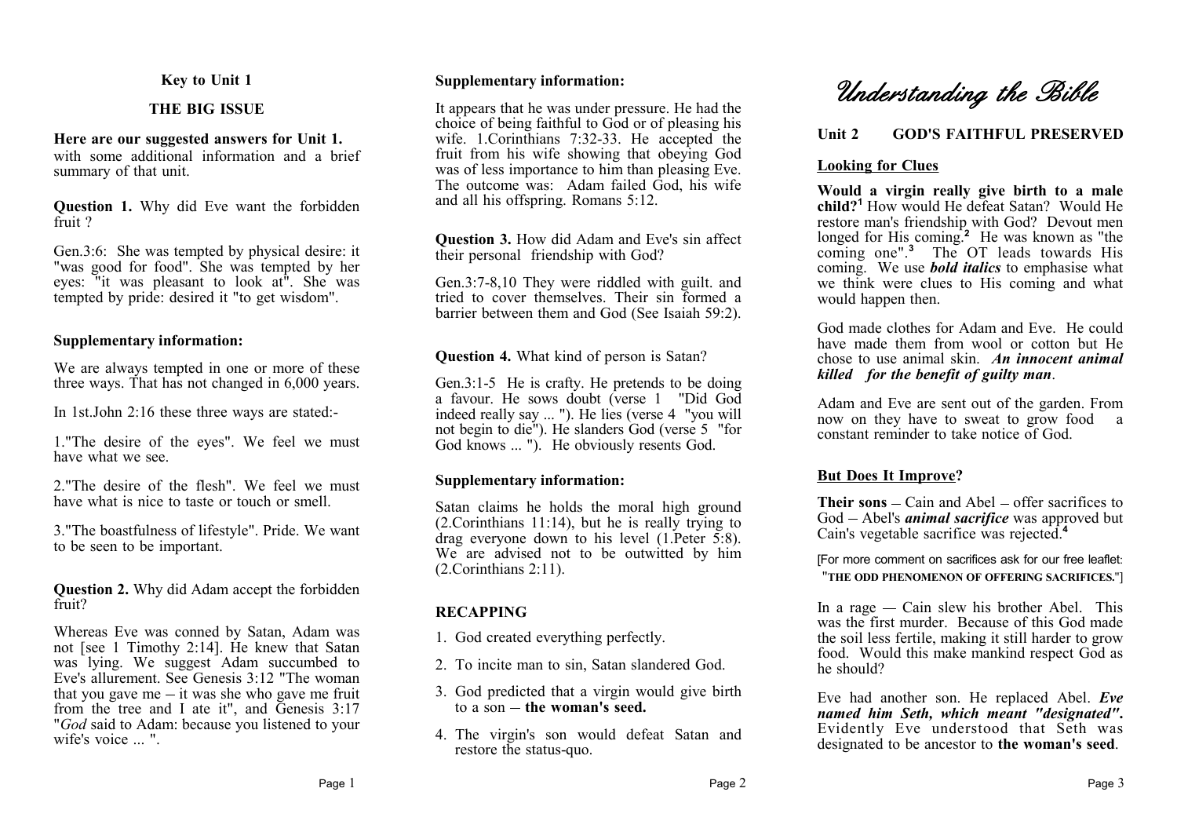## Key to Unit 1

## THE BIG ISSUE

**Here are our suggested answers for Unit 1.** with some additional information and a brief summary of that unit.

**Question 1.** Why did Eve want the forbidden fruit ?

Gen.3:6: She was tempted by physical desire: it "was good for food". She was tempted by her eyes: "it was pleasant to look at". She was tempted by pride: desired it "to get wisdom".

**Supplementary information:**

We are always tempted in one or more of these three ways. That has not changed in 6,000 years.

In 1st.John 2:16 these three ways are stated:-

1."The desire of the eyes". We feel we must have what we see.

2."The desire of the flesh". We feel we must have what is nice to taste or touch or smell.

3."The boastfulness of lifestyle". Pride. We want to be seen to be important.

**Question 2.** Why did Adam accept the forbidden fruit?

Whereas Eve was conned by Satan, Adam was not [see 1 Timothy 2:14]. He knew that Satan was lying. We suggest Adam succumbed to Eve's allurement. See Genesis 3:12 "The woman that you gave me – it was she who gave me fruit from the tree and I ate it", and Genesis 3:17 "*God* said to Adam: because you listened to your wife's voice ... ".

**Supplementary information:**

It appears that he was under pressure. He had the choice of being faithful to God or of pleasing his wife. 1.Corinthians 7:32-33. He accepted the fruit from his wife showing that obeying God was of less importance to him than pleasing Eve. The outcome was: Adam failed God, his wife and all his offspring. Romans 5:12.

**Question 3.** How did Adam and Eve's sin affect their personal friendship with God?

Gen.3:7-8,10 They were riddled with guilt. and tried to cover themselves. Their sin formed a barrier between them and God (See Isaiah 59:2).

**Question 4.** What kind of person is Satan?

Gen.3:1-5 He is crafty. He pretends to be doing a favour. He sows doubt (verse 1 "Did God indeed really say ... "). He lies (verse 4 "you will not begin to die"). He slanders God (verse 5 "for God knows ... "). He obviously resents God.

**Supplementary information:**

Satan claims he holds the moral high ground (2.Corinthians 11:14), but he is really trying to drag everyone down to his level (1.Peter 5:8). We are advised not to be outwitted by him (2.Corinthians 2:11).

**RECAPPING**

1. God created everything perfectly.
2. To incite man to sin, Satan slandered God.
3. God predicted that a virgin would give birth to a son – **the woman's seed.**
4. The virgin's son would defeat Satan and restore the status-quo.

# *Understanding the Bible*

## Unit 2 GOD'S FAITHFUL PRESERVED

### Looking for Clues

**Would a virgin really give birth to a male child?**[1] How would He defeat Satan? Would He restore man's friendship with God? Devout men longed for His coming.[2] He was known as "the coming one".[3] The OT leads towards His coming. We use ***bold italics*** to emphasise what we think were clues to His coming and what would happen then.

God made clothes for Adam and Eve. He could have made them from wool or cotton but He chose to use animal skin. ***An innocent animal killed for the benefit of guilty man***.

Adam and Eve are sent out of the garden. From now on they have to sweat to grow food a constant reminder to take notice of God.

### But Does It Improve?

**Their sons** – Cain and Abel – offer sacrifices to God – Abel's ***animal sacrifice*** was approved but Cain's vegetable sacrifice was rejected.[4]

[For more comment on sacrifices ask for our free leaflet: "**THE ODD PHENOMENON OF OFFERING SACRIFICES.**"]

In a rage — Cain slew his brother Abel. This was the first murder. Because of this God made the soil less fertile, making it still harder to grow food. Would this make mankind respect God as he should?

Eve had another son. He replaced Abel. ***Eve named him Seth, which meant "designated"***. Evidently Eve understood that Seth was designated to be ancestor to **the woman's seed**.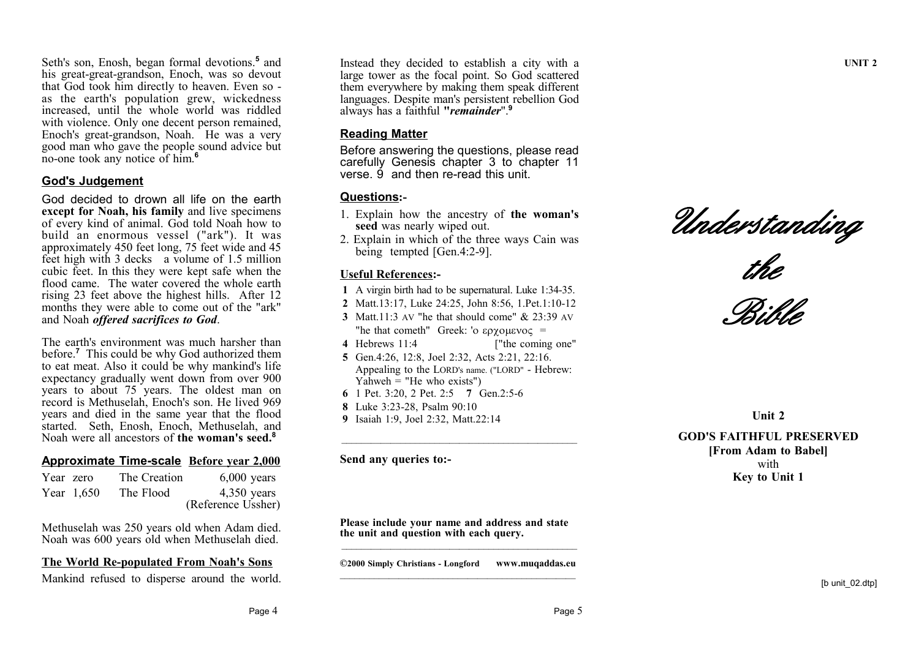Seth's son, Enosh, began formal devotions.[5] and his great-great-grandson, Enoch, was so devout that God took him directly to heaven. Even so - as the earth's population grew, wickedness increased, until the whole world was riddled with violence. Only one decent person remained, Enoch's great-grandson, Noah. He was a very good man who gave the people sound advice but no-one took any notice of him.[6]

## God's Judgement

God decided to drown all life on the earth **except for Noah, his family** and live specimens of every kind of animal. God told Noah how to build an enormous vessel ("ark"). It was approximately 450 feet long, 75 feet wide and 45 feet high with 3 decks a volume of 1.5 million cubic feet. In this they were kept safe when the flood came. The water covered the whole earth rising 23 feet above the highest hills. After 12 months they were able to come out of the "ark" and Noah ***offered sacrifices to God***.

The earth's environment was much harsher than before.[7] This could be why God authorized them to eat meat. Also it could be why mankind's life expectancy gradually went down from over 900 years to about 75 years. The oldest man on record is Methuselah, Enoch's son. He lived 969 years and died in the same year that the flood started. Seth, Enosh, Enoch, Methuselah, and Noah were all ancestors of **the woman's seed.**[8]

## Approximate Time-scale **Before year 2,000**

| | | |
|---|---|---|
| Year zero | The Creation | 6,000 years |
| Year 1,650 | The Flood | 4,350 years |
| | | (Reference Ussher) |

Methuselah was 250 years old when Adam died. Noah was 600 years old when Methuselah died.

## The World Re-populated From Noah's Sons

Mankind refused to disperse around the world. Instead they decided to establish a city with a large tower as the focal point. So God scattered them everywhere by making them speak different languages. Despite man's persistent rebellion God always has a faithful **"*remainder*"**.[9]

## Reading Matter

Before answering the questions, please read carefully Genesis chapter 3 to chapter 11 verse. 9 and then re-read this unit.

## Questions:-

1. Explain how the ancestry of **the woman's seed** was nearly wiped out.
2. Explain in which of the three ways Cain was being tempted [Gen.4:2-9].

## Useful References:-

1. A virgin birth had to be supernatural. Luke 1:34-35.
2. Matt.13:17, Luke 24:25, John 8:56, 1.Pet.1:10-12
3. Matt.11:3 AV "he that should come" & 23:39 AV "he that cometh" Greek: 'ο ερχομενος = ["the coming one"]
4. Hebrews 11:4
5. Gen.4:26, 12:8, Joel 2:32, Acts 2:21, 22:16. Appealing to the LORD's name. ("LORD" - Hebrew: Yahweh = "He who exists")
6. 1 Pet. 3:20, 2 Pet. 2:5
7. Gen.2:5-6
8. Luke 3:23-28, Psalm 90:10
9. Isaiah 1:9, Joel 2:32, Matt.22:14

---

**Send any queries to:-**

**Please include your name and address and state the unit and question with each query.**

---

**©2000 Simply Christians - Longford www.muqaddas.eu**

---

UNIT 2

# Understanding the Bible

**Unit 2**

**GOD'S FAITHFUL PRESERVED**
**[From Adam to Babel]**
with
**Key to Unit 1**

[b unit_02.dtp]